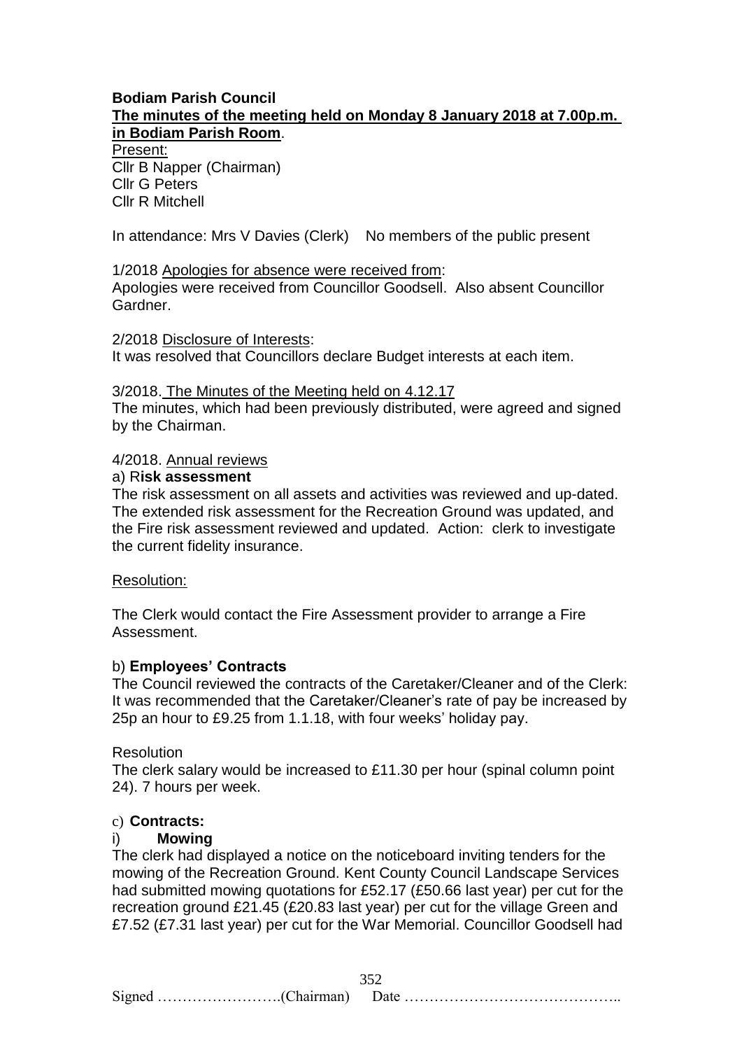**Bodiam Parish Council**

**The minutes of the meeting held on Monday 8 January 2018 at 7.00p.m. in Bodiam Parish Room**.

Present:

Cllr B Napper (Chairman)
Cllr G Peters
Cllr R Mitchell

In attendance: Mrs V Davies (Clerk) No members of the public present

1/2018 Apologies for absence were received from:

Apologies were received from Councillor Goodsell. Also absent Councillor Gardner.

2/2018 Disclosure of Interests:

It was resolved that Councillors declare Budget interests at each item.

3/2018. The Minutes of the Meeting held on 4.12.17

The minutes, which had been previously distributed, were agreed and signed by the Chairman.

4/2018. Annual reviews

a) R**isk assessment**

The risk assessment on all assets and activities was reviewed and up-dated. The extended risk assessment for the Recreation Ground was updated, and the Fire risk assessment reviewed and updated. Action: clerk to investigate the current fidelity insurance.

Resolution:

The Clerk would contact the Fire Assessment provider to arrange a Fire Assessment.

b) **Employees' Contracts**

The Council reviewed the contracts of the Caretaker/Cleaner and of the Clerk: It was recommended that the Caretaker/Cleaner's rate of pay be increased by 25p an hour to £9.25 from 1.1.18, with four weeks' holiday pay.

Resolution

The clerk salary would be increased to £11.30 per hour (spinal column point 24). 7 hours per week.

c) **Contracts:**

i) **Mowing**

The clerk had displayed a notice on the noticeboard inviting tenders for the mowing of the Recreation Ground. Kent County Council Landscape Services had submitted mowing quotations for £52.17 (£50.66 last year) per cut for the recreation ground £21.45 (£20.83 last year) per cut for the village Green and £7.52 (£7.31 last year) per cut for the War Memorial. Councillor Goodsell had

Signed …………………….(Chairman) Date ……………………………………..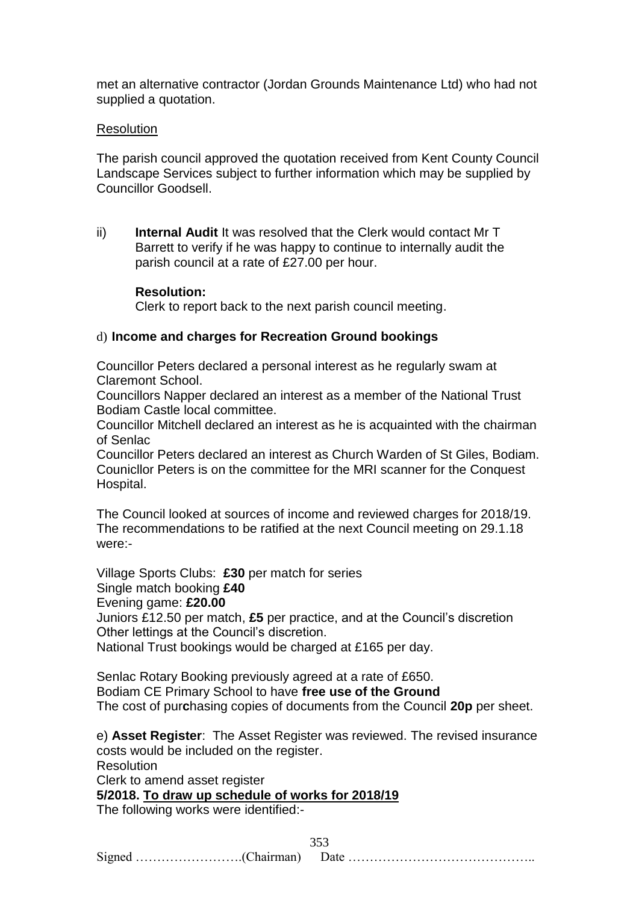met an alternative contractor (Jordan Grounds Maintenance Ltd) who had not supplied a quotation.

Resolution

The parish council approved the quotation received from Kent County Council Landscape Services subject to further information which may be supplied by Councillor Goodsell.

ii) **Internal Audit** It was resolved that the Clerk would contact Mr T Barrett to verify if he was happy to continue to internally audit the parish council at a rate of £27.00 per hour.

**Resolution:**
Clerk to report back to the next parish council meeting.

d) **Income and charges for Recreation Ground bookings**

Councillor Peters declared a personal interest as he regularly swam at Claremont School.
Councillors Napper declared an interest as a member of the National Trust Bodiam Castle local committee.
Councillor Mitchell declared an interest as he is acquainted with the chairman of Senlac
Councillor Peters declared an interest as Church Warden of St Giles, Bodiam.
Counicllor Peters is on the committee for the MRI scanner for the Conquest Hospital.

The Council looked at sources of income and reviewed charges for 2018/19. The recommendations to be ratified at the next Council meeting on 29.1.18 were:-

Village Sports Clubs: **£30** per match for series
Single match booking **£40**
Evening game: **£20.00**
Juniors £12.50 per match, **£5** per practice, and at the Council's discretion
Other lettings at the Council's discretion.
National Trust bookings would be charged at £165 per day.

Senlac Rotary Booking previously agreed at a rate of £650.
Bodiam CE Primary School to have **free use of the Ground**
The cost of pur**c**hasing copies of documents from the Council **20p** per sheet.

e) **Asset Register**: The Asset Register was reviewed. The revised insurance costs would be included on the register.
Resolution
Clerk to amend asset register

**5/2018. To draw up schedule of works for 2018/19**

The following works were identified:-

Signed …………………….(Chairman) Date ……………………………………..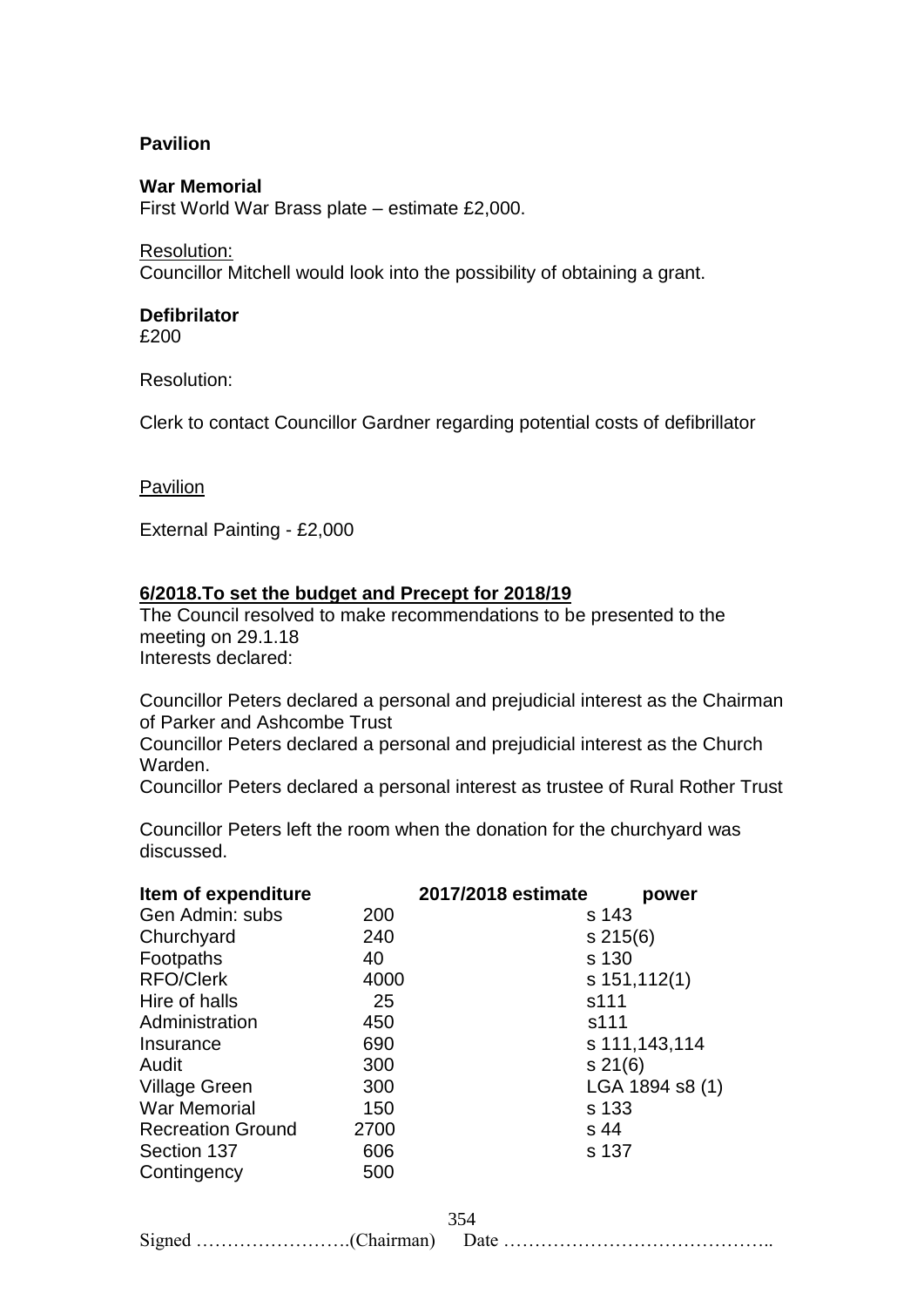**Pavilion**

**War Memorial**

First World War Brass plate – estimate £2,000.

Resolution:

Councillor Mitchell would look into the possibility of obtaining a grant.

**Defibrilator**

£200

Resolution:

Clerk to contact Councillor Gardner regarding potential costs of defibrillator

Pavilion

External Painting - £2,000

**6/2018.To set the budget and Precept for 2018/19**

The Council resolved to make recommendations to be presented to the meeting on 29.1.18

Interests declared:

Councillor Peters declared a personal and prejudicial interest as the Chairman of Parker and Ashcombe Trust

Councillor Peters declared a personal and prejudicial interest as the Church Warden.

Councillor Peters declared a personal interest as trustee of Rural Rother Trust

Councillor Peters left the room when the donation for the churchyard was discussed.

| Item of expenditure | 2017/2018 estimate | power |
|---|---|---|
| Gen Admin: subs | 200 | s 143 |
| Churchyard | 240 | s 215(6) |
| Footpaths | 40 | s 130 |
| RFO/Clerk | 4000 | s 151,112(1) |
| Hire of halls | 25 | s111 |
| Administration | 450 | s111 |
| Insurance | 690 | s 111,143,114 |
| Audit | 300 | s 21(6) |
| Village Green | 300 | LGA 1894 s8 (1) |
| War Memorial | 150 | s 133 |
| Recreation Ground | 2700 | s 44 |
| Section 137 | 606 | s 137 |
| Contingency | 500 | |

Signed …………………….(Chairman) Date ……………………………………..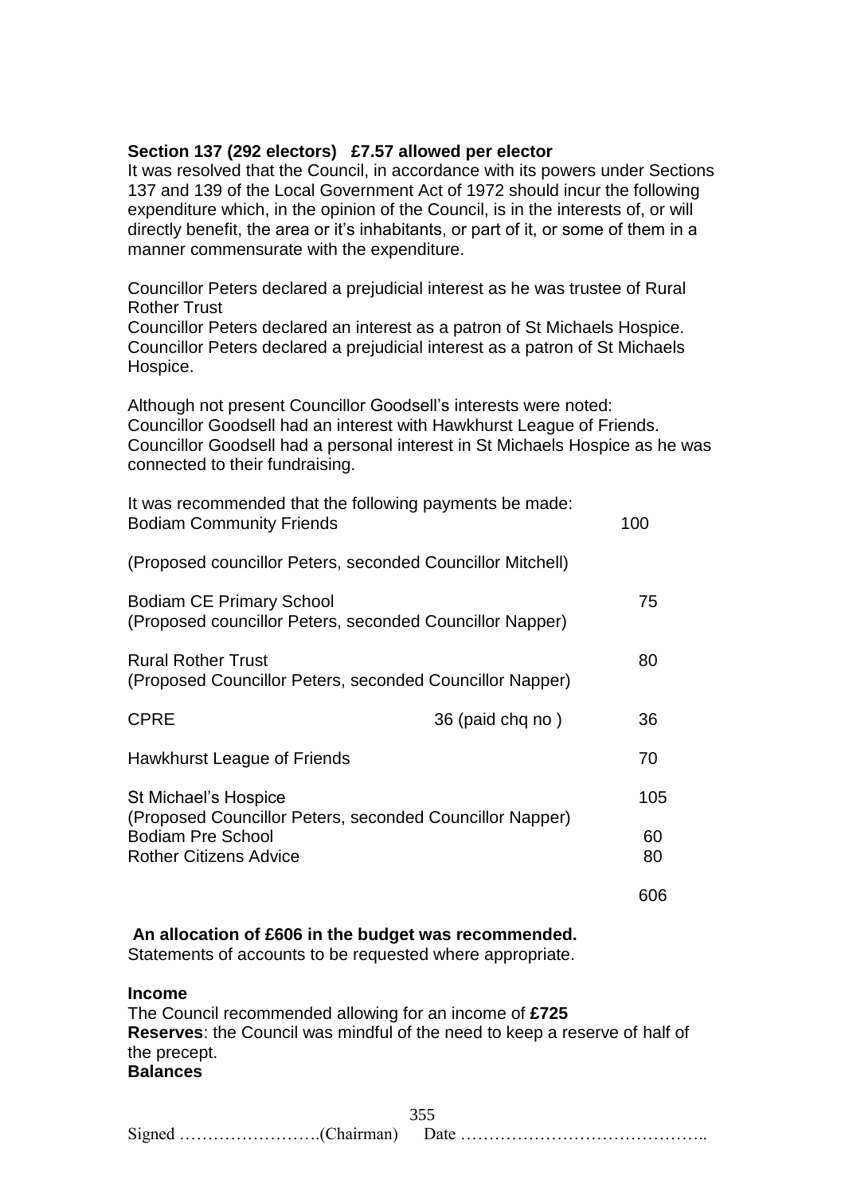**Section 137 (292 electors) £7.57 allowed per elector**

It was resolved that the Council, in accordance with its powers under Sections 137 and 139 of the Local Government Act of 1972 should incur the following expenditure which, in the opinion of the Council, is in the interests of, or will directly benefit, the area or it's inhabitants, or part of it, or some of them in a manner commensurate with the expenditure.

Councillor Peters declared a prejudicial interest as he was trustee of Rural Rother Trust
Councillor Peters declared an interest as a patron of St Michaels Hospice.
Councillor Peters declared a prejudicial interest as a patron of St Michaels Hospice.

Although not present Councillor Goodsell's interests were noted:
Councillor Goodsell had an interest with Hawkhurst League of Friends.
Councillor Goodsell had a personal interest in St Michaels Hospice as he was connected to their fundraising.

It was recommended that the following payments be made:

| | | |
|---|---|---|
| Bodiam Community Friends | | 100 |
| (Proposed councillor Peters, seconded Councillor Mitchell) | | |
| Bodiam CE Primary School<br>(Proposed councillor Peters, seconded Councillor Napper) | | 75 |
| Rural Rother Trust<br>(Proposed Councillor Peters, seconded Councillor Napper) | | 80 |
| CPRE | 36 (paid chq no ) | 36 |
| Hawkhurst League of Friends | | 70 |
| St Michael's Hospice<br>(Proposed Councillor Peters, seconded Councillor Napper) | | 105 |
| Bodiam Pre School | | 60 |
| Rother Citizens Advice | | 80 |
| | | 606 |

**An allocation of £606 in the budget was recommended.**
Statements of accounts to be requested where appropriate.

**Income**
The Council recommended allowing for an income of **£725**
**Reserves**: the Council was mindful of the need to keep a reserve of half of the precept.
**Balances**

Signed …………………….(Chairman) Date ……………………………………..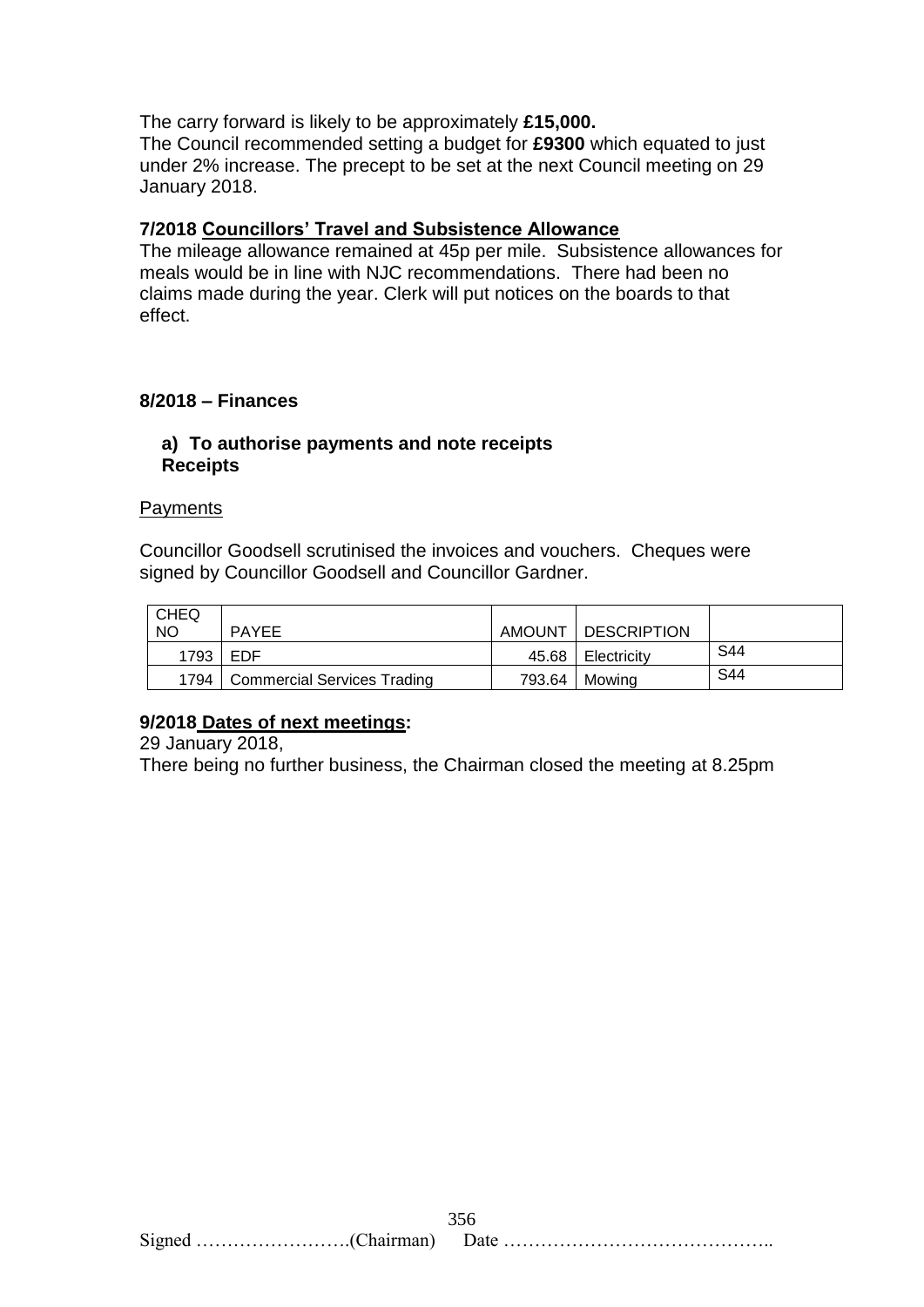The carry forward is likely to be approximately **£15,000.**
The Council recommended setting a budget for **£9300** which equated to just under 2% increase. The precept to be set at the next Council meeting on 29 January 2018.

**7/2018 Councillors' Travel and Subsistence Allowance**

The mileage allowance remained at 45p per mile. Subsistence allowances for meals would be in line with NJC recommendations. There had been no claims made during the year. Clerk will put notices on the boards to that effect.

**8/2018 – Finances**

**a) To authorise payments and note receipts**
**Receipts**

Payments

Councillor Goodsell scrutinised the invoices and vouchers. Cheques were signed by Councillor Goodsell and Councillor Gardner.

| CHEQ NO | PAYEE | AMOUNT | DESCRIPTION | |
|---|---|---|---|---|
| 1793 | EDF | 45.68 | Electricity | S44 |
| 1794 | Commercial Services Trading | 793.64 | Mowing | S44 |

**9/2018 Dates of next meetings:**

29 January 2018,

There being no further business, the Chairman closed the meeting at 8.25pm

Signed …………………….(Chairman) Date ……………………………………..